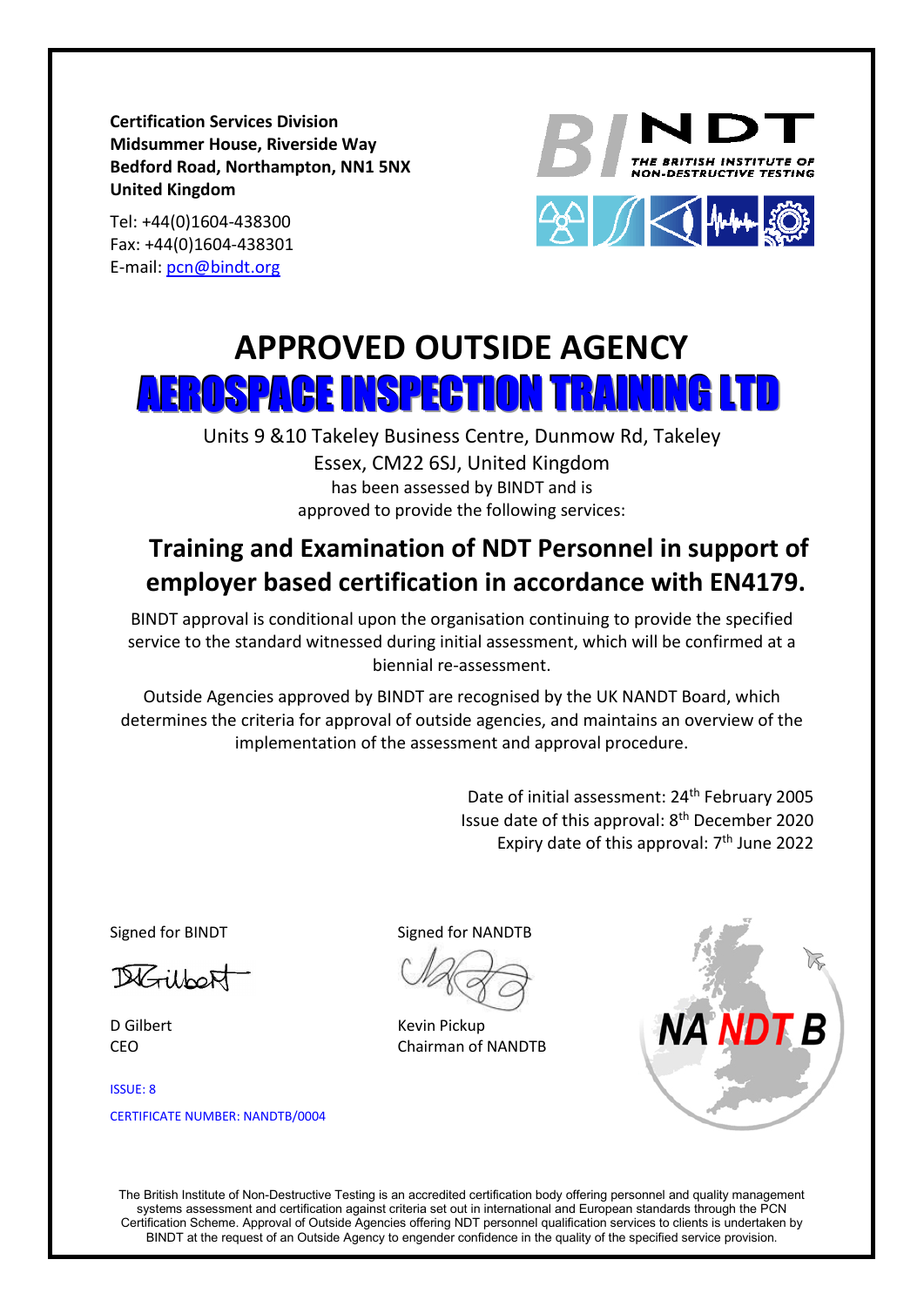**Certification Services Division**
**Midsummer House, Riverside Way**
**Bedford Road, Northampton, NN1 5NX**
**United Kingdom**

Tel: +44(0)1604-438300
Fax: +44(0)1604-438301
E-mail: pcn@bindt.org

BINDT THE BRITISH INSTITUTE OF NON-DESTRUCTIVE TESTING

# APPROVED OUTSIDE AGENCY

# AEROSPACE INSPECTION TRAINING LTD

Units 9 &10 Takeley Business Centre, Dunmow Rd, Takeley
Essex, CM22 6SJ, United Kingdom
has been assessed by BINDT and is
approved to provide the following services:

## Training and Examination of NDT Personnel in support of employer based certification in accordance with EN4179.

BINDT approval is conditional upon the organisation continuing to provide the specified service to the standard witnessed during initial assessment, which will be confirmed at a biennial re-assessment.

Outside Agencies approved by BINDT are recognised by the UK NANDT Board, which determines the criteria for approval of outside agencies, and maintains an overview of the implementation of the assessment and approval procedure.

Date of initial assessment: 24th February 2005
Issue date of this approval: 8th December 2020
Expiry date of this approval: 7th June 2022

Signed for BINDT

D Gilbert
CEO

Signed for NANDTB

Kevin Pickup
Chairman of NANDTB

NA NDT B

ISSUE: 8

CERTIFICATE NUMBER: NANDTB/0004

The British Institute of Non-Destructive Testing is an accredited certification body offering personnel and quality management systems assessment and certification against criteria set out in international and European standards through the PCN Certification Scheme. Approval of Outside Agencies offering NDT personnel qualification services to clients is undertaken by BINDT at the request of an Outside Agency to engender confidence in the quality of the specified service provision.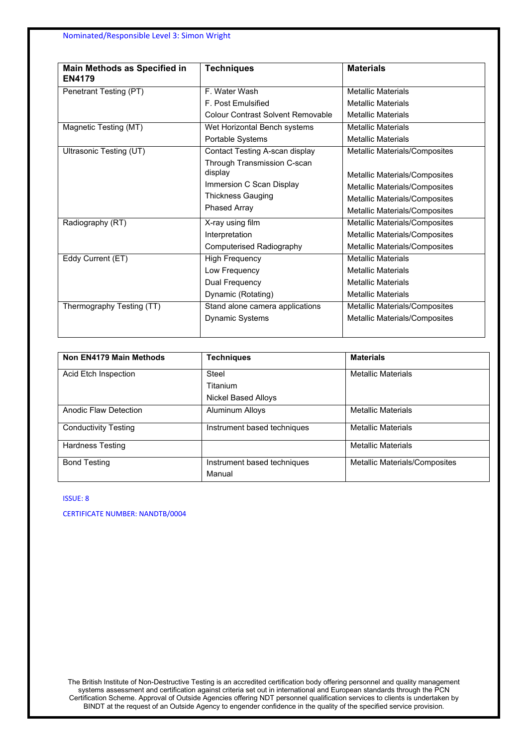Nominated/Responsible Level 3: Simon Wright

| Main Methods as Specified in EN4179 | Techniques | Materials |
|---|---|---|
| Penetrant Testing (PT) | F. Water Wash | Metallic Materials |
| | F. Post Emulsified | Metallic Materials |
| | Colour Contrast Solvent Removable | Metallic Materials |
| Magnetic Testing (MT) | Wet Horizontal Bench systems | Metallic Materials |
| | Portable Systems | Metallic Materials |
| Ultrasonic Testing (UT) | Contact Testing A-scan display | Metallic Materials/Composites |
| | Through Transmission C-scan display | Metallic Materials/Composites |
| | Immersion C Scan Display | Metallic Materials/Composites |
| | Thickness Gauging | Metallic Materials/Composites |
| | Phased Array | Metallic Materials/Composites |
| Radiography (RT) | X-ray using film | Metallic Materials/Composites |
| | Interpretation | Metallic Materials/Composites |
| | Computerised Radiography | Metallic Materials/Composites |
| Eddy Current (ET) | High Frequency | Metallic Materials |
| | Low Frequency | Metallic Materials |
| | Dual Frequency | Metallic Materials |
| | Dynamic (Rotating) | Metallic Materials |
| Thermography Testing (TT) | Stand alone camera applications | Metallic Materials/Composites |
| | Dynamic Systems | Metallic Materials/Composites |

| Non EN4179 Main Methods | Techniques | Materials |
|---|---|---|
| Acid Etch Inspection | Steel<br>Titanium<br>Nickel Based Alloys | Metallic Materials |
| Anodic Flaw Detection | Aluminum Alloys | Metallic Materials |
| Conductivity Testing | Instrument based techniques | Metallic Materials |
| Hardness Testing | | Metallic Materials |
| Bond Testing | Instrument based techniques<br>Manual | Metallic Materials/Composites |

ISSUE: 8

CERTIFICATE NUMBER: NANDTB/0004

The British Institute of Non-Destructive Testing is an accredited certification body offering personnel and quality management systems assessment and certification against criteria set out in international and European standards through the PCN Certification Scheme. Approval of Outside Agencies offering NDT personnel qualification services to clients is undertaken by BINDT at the request of an Outside Agency to engender confidence in the quality of the specified service provision.